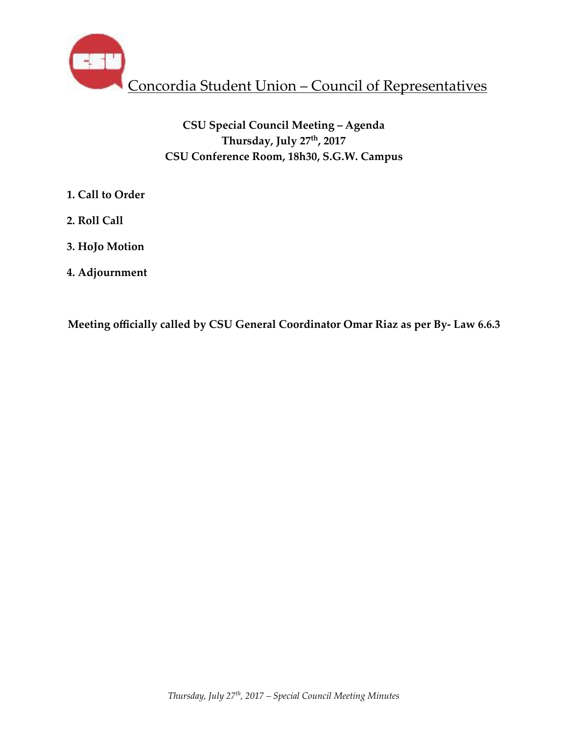# Concordia Student Union – Council of Representatives

**CSU Special Council Meeting – Agenda**
**Thursday, July 27th, 2017**
**CSU Conference Room, 18h30, S.G.W. Campus**

1. **Call to Order**
2. **Roll Call**
3. **HoJo Motion**
4. **Adjournment**

**Meeting officially called by CSU General Coordinator Omar Riaz as per By- Law 6.6.3**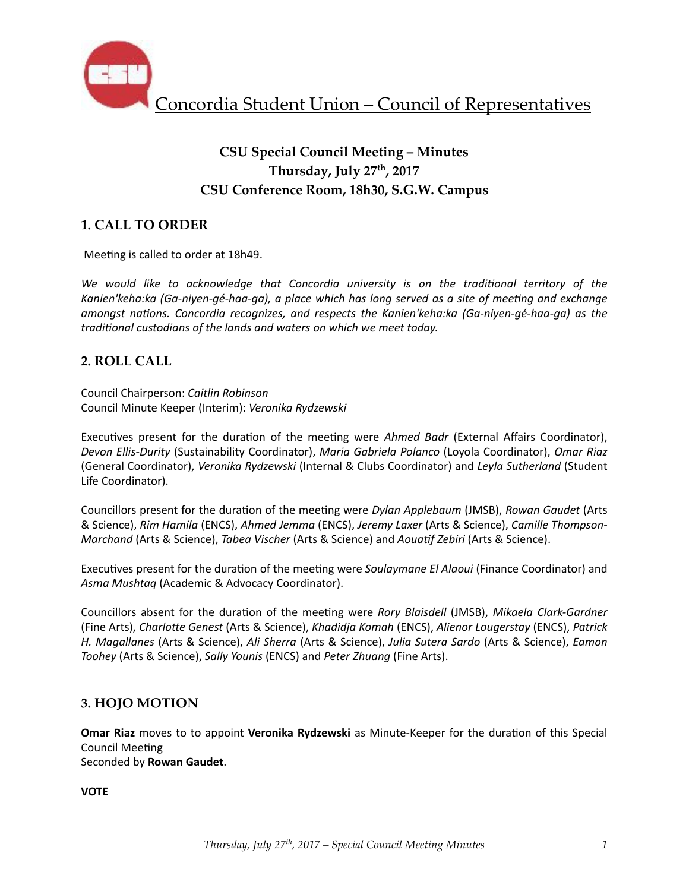Concordia Student Union – Council of Representatives

**CSU Special Council Meeting – Minutes**
**Thursday, July 27th, 2017**
**CSU Conference Room, 18h30, S.G.W. Campus**

## 1. CALL TO ORDER

Meeting is called to order at 18h49.

*We would like to acknowledge that Concordia university is on the traditional territory of the Kanien'keha:ka (Ga-niyen-gé-haa-ga), a place which has long served as a site of meeting and exchange amongst nations. Concordia recognizes, and respects the Kanien'keha:ka (Ga-niyen-gé-haa-ga) as the traditional custodians of the lands and waters on which we meet today.*

## 2. ROLL CALL

Council Chairperson: *Caitlin Robinson*
Council Minute Keeper (Interim): *Veronika Rydzewski*

Executives present for the duration of the meeting were *Ahmed Badr* (External Affairs Coordinator), *Devon Ellis-Durity* (Sustainability Coordinator), *Maria Gabriela Polanco* (Loyola Coordinator), *Omar Riaz* (General Coordinator), *Veronika Rydzewski* (Internal & Clubs Coordinator) and *Leyla Sutherland* (Student Life Coordinator).

Councillors present for the duration of the meeting were *Dylan Applebaum* (JMSB), *Rowan Gaudet* (Arts & Science), *Rim Hamila* (ENCS), *Ahmed Jemma* (ENCS), *Jeremy Laxer* (Arts & Science), *Camille Thompson-Marchand* (Arts & Science), *Tabea Vischer* (Arts & Science) and *Aouatif Zebiri* (Arts & Science).

Executives present for the duration of the meeting were *Soulaymane El Alaoui* (Finance Coordinator) and *Asma Mushtaq* (Academic & Advocacy Coordinator).

Councillors absent for the duration of the meeting were *Rory Blaisdell* (JMSB), *Mikaela Clark-Gardner* (Fine Arts), *Charlotte Genest* (Arts & Science), *Khadidja Komah* (ENCS), *Alienor Lougerstay* (ENCS), *Patrick H. Magallanes* (Arts & Science), *Ali Sherra* (Arts & Science), *Julia Sutera Sardo* (Arts & Science), *Eamon Toohey* (Arts & Science), *Sally Younis* (ENCS) and *Peter Zhuang* (Fine Arts).

## 3. HOJO MOTION

**Omar Riaz** moves to to appoint **Veronika Rydzewski** as Minute-Keeper for the duration of this Special Council Meeting
Seconded by **Rowan Gaudet**.

**VOTE**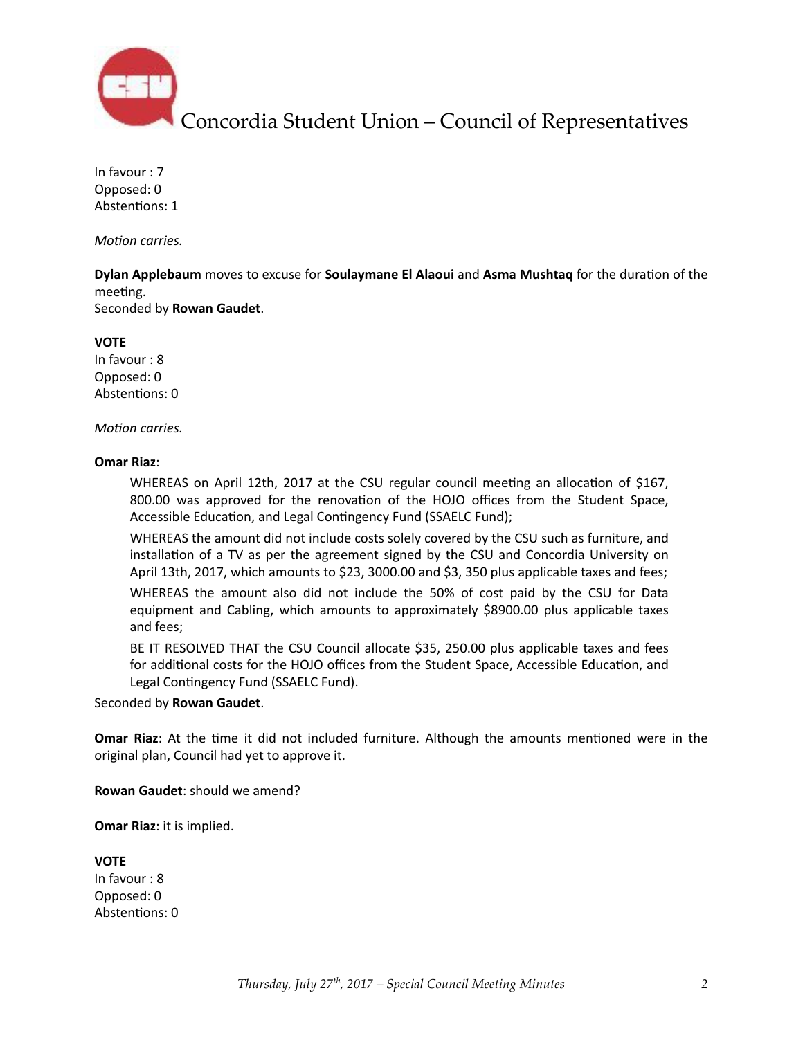In favour : 7
Opposed: 0
Abstentions: 1

*Motion carries.*

**Dylan Applebaum** moves to excuse for **Soulaymane El Alaoui** and **Asma Mushtaq** for the duration of the meeting.
Seconded by **Rowan Gaudet**.

**VOTE**
In favour : 8
Opposed: 0
Abstentions: 0

*Motion carries.*

**Omar Riaz**:

> WHEREAS on April 12th, 2017 at the CSU regular council meeting an allocation of $167, 800.00 was approved for the renovation of the HOJO offices from the Student Space, Accessible Education, and Legal Contingency Fund (SSAELC Fund);
>
> WHEREAS the amount did not include costs solely covered by the CSU such as furniture, and installation of a TV as per the agreement signed by the CSU and Concordia University on April 13th, 2017, which amounts to $23, 3000.00 and $3, 350 plus applicable taxes and fees;
>
> WHEREAS the amount also did not include the 50% of cost paid by the CSU for Data equipment and Cabling, which amounts to approximately $8900.00 plus applicable taxes and fees;
>
> BE IT RESOLVED THAT the CSU Council allocate $35, 250.00 plus applicable taxes and fees for additional costs for the HOJO offices from the Student Space, Accessible Education, and Legal Contingency Fund (SSAELC Fund).

Seconded by **Rowan Gaudet**.

**Omar Riaz**: At the time it did not included furniture. Although the amounts mentioned were in the original plan, Council had yet to approve it.

**Rowan Gaudet**: should we amend?

**Omar Riaz**: it is implied.

**VOTE**
In favour : 8
Opposed: 0
Abstentions: 0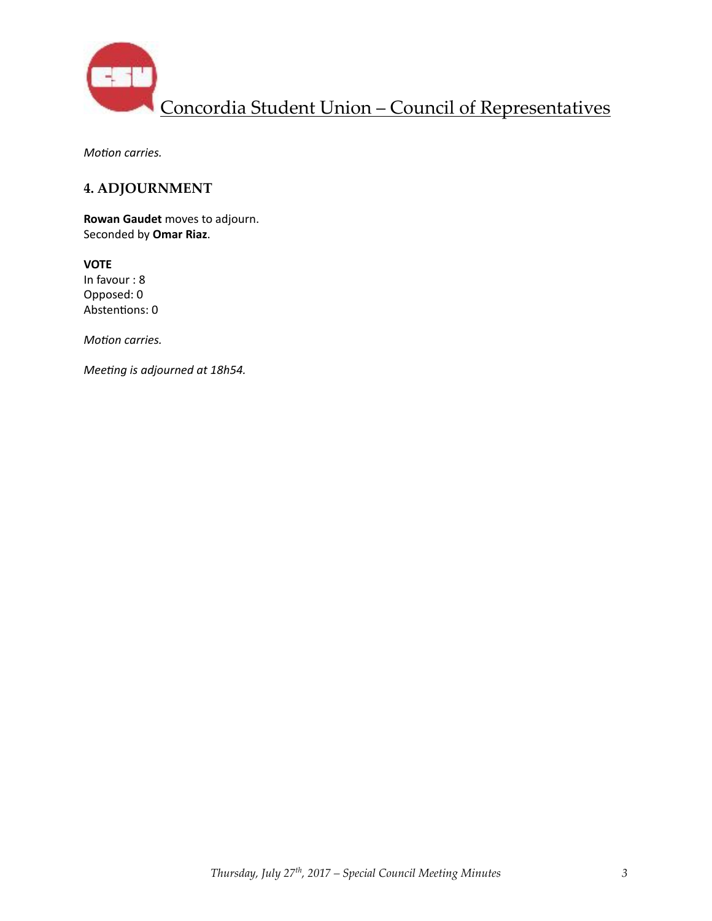*Motion carries.*

## 4. ADJOURNMENT

**Rowan Gaudet** moves to adjourn.
Seconded by **Omar Riaz**.

**VOTE**
In favour : 8
Opposed: 0
Abstentions: 0

*Motion carries.*

*Meeting is adjourned at 18h54.*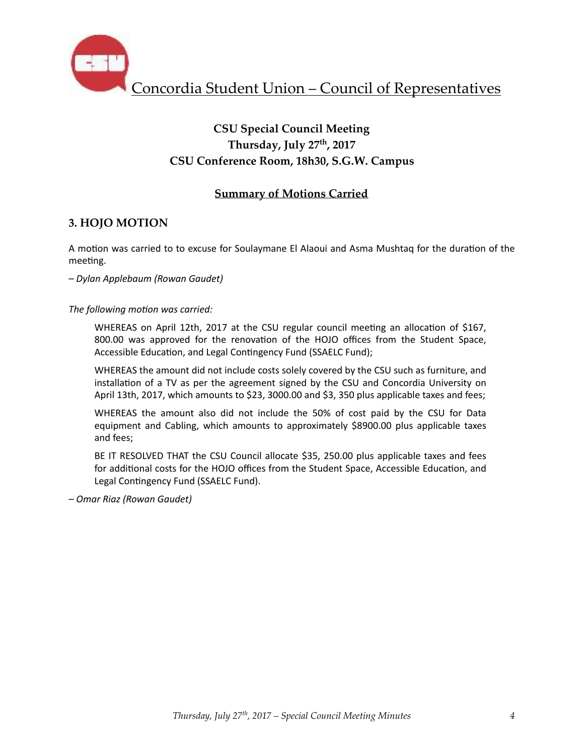Concordia Student Union – Council of Representatives

## CSU Special Council Meeting
## Thursday, July 27th, 2017
## CSU Conference Room, 18h30, S.G.W. Campus

### Summary of Motions Carried

### 3. HOJO MOTION

A motion was carried to to excuse for Soulaymane El Alaoui and Asma Mushtaq for the duration of the meeting.

*– Dylan Applebaum (Rowan Gaudet)*

*The following motion was carried:*

> WHEREAS on April 12th, 2017 at the CSU regular council meeting an allocation of $167, 800.00 was approved for the renovation of the HOJO offices from the Student Space, Accessible Education, and Legal Contingency Fund (SSAELC Fund);
>
> WHEREAS the amount did not include costs solely covered by the CSU such as furniture, and installation of a TV as per the agreement signed by the CSU and Concordia University on April 13th, 2017, which amounts to $23, 3000.00 and $3, 350 plus applicable taxes and fees;
>
> WHEREAS the amount also did not include the 50% of cost paid by the CSU for Data equipment and Cabling, which amounts to approximately $8900.00 plus applicable taxes and fees;
>
> BE IT RESOLVED THAT the CSU Council allocate $35, 250.00 plus applicable taxes and fees for additional costs for the HOJO offices from the Student Space, Accessible Education, and Legal Contingency Fund (SSAELC Fund).

*– Omar Riaz (Rowan Gaudet)*